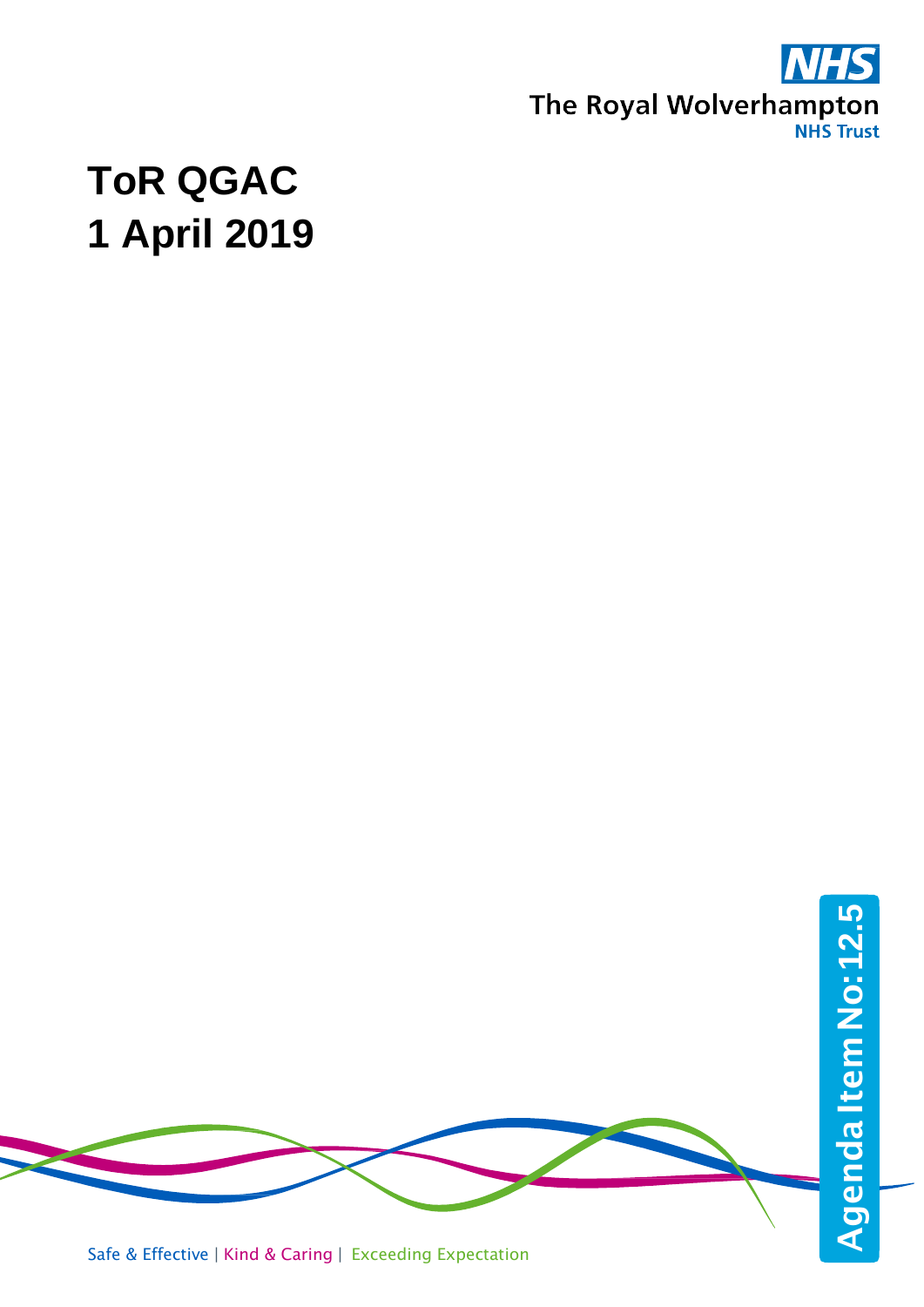The Royal Wolverhampton NHS Trust

# ToR QGAC
# 1 April 2019

Agenda Item No: 12.5

Safe & Effective | Kind & Caring | Exceeding Expectation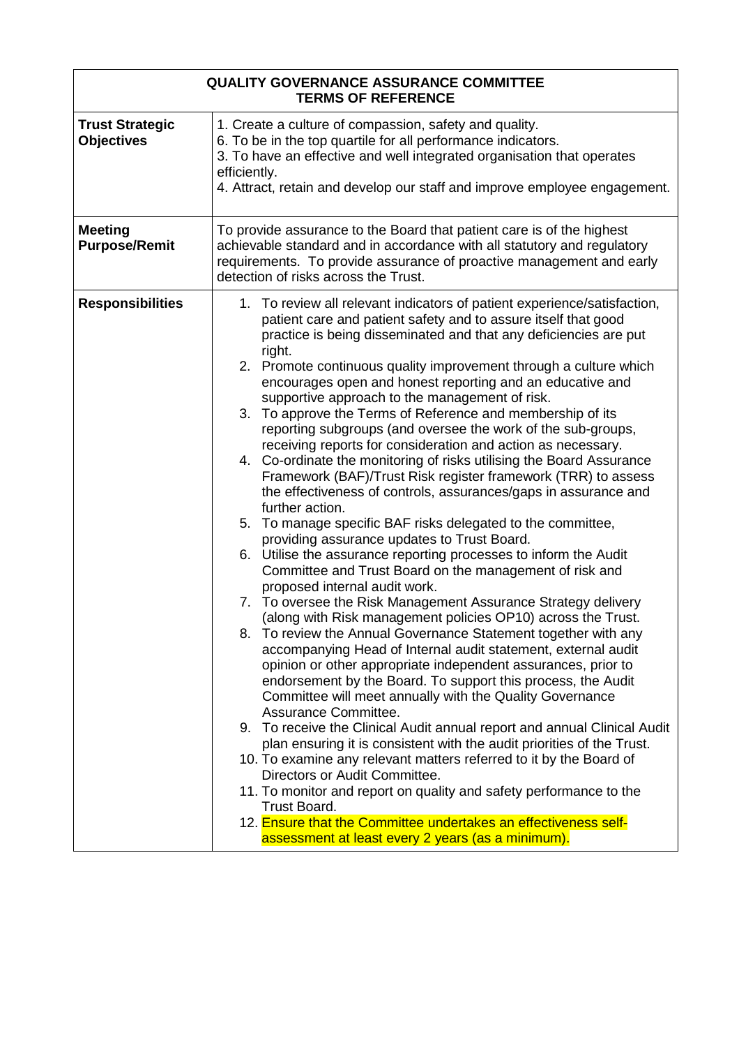| QUALITY GOVERNANCE ASSURANCE COMMITTEE<br>TERMS OF REFERENCE | |
|---|---|
| **Trust Strategic Objectives** | 1. Create a culture of compassion, safety and quality.<br>6. To be in the top quartile for all performance indicators.<br>3. To have an effective and well integrated organisation that operates efficiently.<br>4. Attract, retain and develop our staff and improve employee engagement. |
| **Meeting Purpose/Remit** | To provide assurance to the Board that patient care is of the highest achievable standard and in accordance with all statutory and regulatory requirements. To provide assurance of proactive management and early detection of risks across the Trust. |
| **Responsibilities** | 1. To review all relevant indicators of patient experience/satisfaction, patient care and patient safety and to assure itself that good practice is being disseminated and that any deficiencies are put right.<br>2. Promote continuous quality improvement through a culture which encourages open and honest reporting and an educative and supportive approach to the management of risk.<br>3. To approve the Terms of Reference and membership of its reporting subgroups (and oversee the work of the sub-groups, receiving reports for consideration and action as necessary.<br>4. Co-ordinate the monitoring of risks utilising the Board Assurance Framework (BAF)/Trust Risk register framework (TRR) to assess the effectiveness of controls, assurances/gaps in assurance and further action.<br>5. To manage specific BAF risks delegated to the committee, providing assurance updates to Trust Board.<br>6. Utilise the assurance reporting processes to inform the Audit Committee and Trust Board on the management of risk and proposed internal audit work.<br>7. To oversee the Risk Management Assurance Strategy delivery (along with Risk management policies OP10) across the Trust.<br>8. To review the Annual Governance Statement together with any accompanying Head of Internal audit statement, external audit opinion or other appropriate independent assurances, prior to endorsement by the Board. To support this process, the Audit Committee will meet annually with the Quality Governance Assurance Committee.<br>9. To receive the Clinical Audit annual report and annual Clinical Audit plan ensuring it is consistent with the audit priorities of the Trust.<br>10. To examine any relevant matters referred to it by the Board of Directors or Audit Committee.<br>11. To monitor and report on quality and safety performance to the Trust Board.<br>12. Ensure that the Committee undertakes an effectiveness self-assessment at least every 2 years (as a minimum). |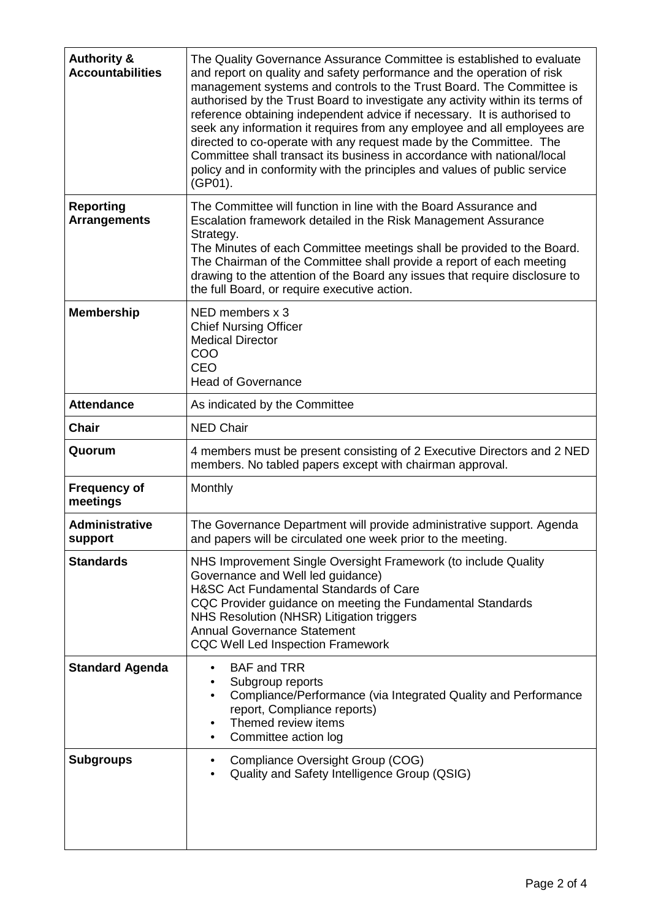| | |
|---|---|
| **Authority & Accountabilities** | The Quality Governance Assurance Committee is established to evaluate and report on quality and safety performance and the operation of risk management systems and controls to the Trust Board. The Committee is authorised by the Trust Board to investigate any activity within its terms of reference obtaining independent advice if necessary. It is authorised to seek any information it requires from any employee and all employees are directed to co-operate with any request made by the Committee. The Committee shall transact its business in accordance with national/local policy and in conformity with the principles and values of public service (GP01). |
| **Reporting Arrangements** | The Committee will function in line with the Board Assurance and Escalation framework detailed in the Risk Management Assurance Strategy.<br>The Minutes of each Committee meetings shall be provided to the Board. The Chairman of the Committee shall provide a report of each meeting drawing to the attention of the Board any issues that require disclosure to the full Board, or require executive action. |
| **Membership** | NED members x 3<br>Chief Nursing Officer<br>Medical Director<br>COO<br>CEO<br>Head of Governance |
| **Attendance** | As indicated by the Committee |
| **Chair** | NED Chair |
| **Quorum** | 4 members must be present consisting of 2 Executive Directors and 2 NED members. No tabled papers except with chairman approval. |
| **Frequency of meetings** | Monthly |
| **Administrative support** | The Governance Department will provide administrative support. Agenda and papers will be circulated one week prior to the meeting. |
| **Standards** | NHS Improvement Single Oversight Framework (to include Quality Governance and Well led guidance)<br>H&SC Act Fundamental Standards of Care<br>CQC Provider guidance on meeting the Fundamental Standards<br>NHS Resolution (NHSR) Litigation triggers<br>Annual Governance Statement<br>CQC Well Led Inspection Framework |
| **Standard Agenda** | • BAF and TRR<br>• Subgroup reports<br>• Compliance/Performance (via Integrated Quality and Performance report, Compliance reports)<br>• Themed review items<br>• Committee action log |
| **Subgroups** | • Compliance Oversight Group (COG)<br>• Quality and Safety Intelligence Group (QSIG) |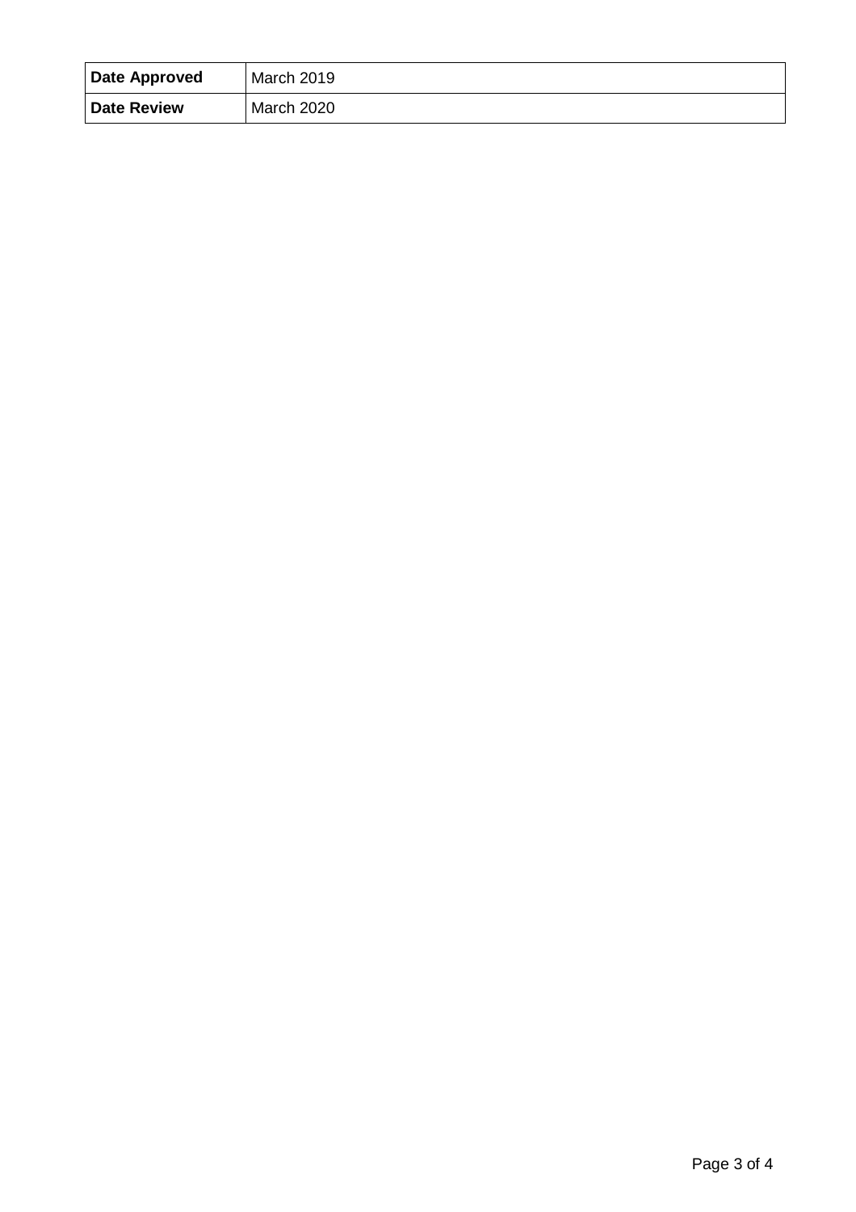| **Date Approved** | March 2019 |
| --- | --- |
| **Date Review** | March 2020 |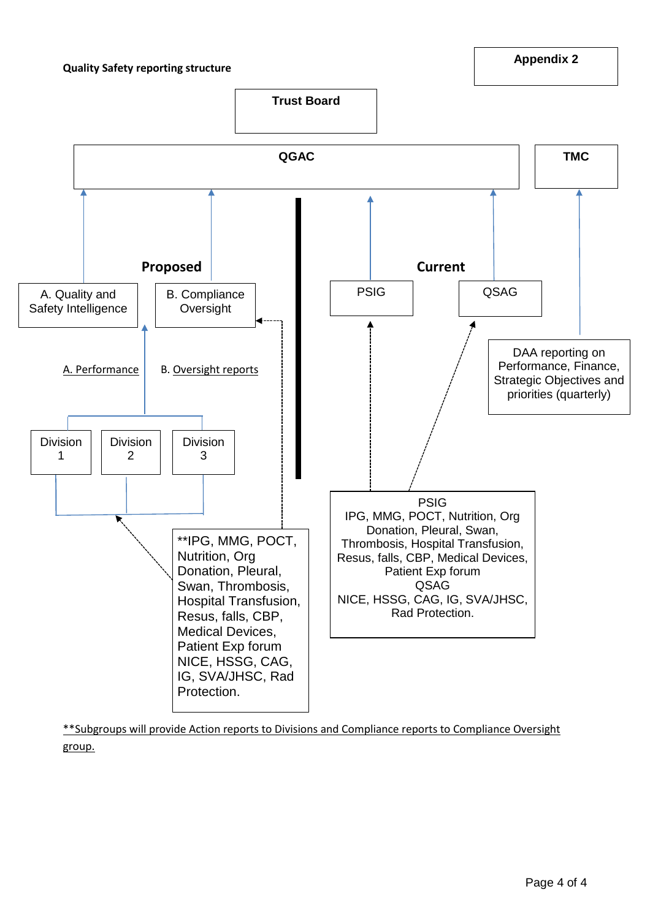**Appendix 2**

**Quality Safety reporting structure**

Trust Board

QGAC

TMC

**Proposed**

A. Quality and Safety Intelligence

B. Compliance Oversight

A. Performance

B. Oversight reports

Division 1

Division 2

Division 3

**IPG, MMG, POCT, Nutrition, Org Donation, Pleural, Swan, Thrombosis, Hospital Transfusion, Resus, falls, CBP, Medical Devices, Patient Exp forum NICE, HSSG, CAG, IG, SVA/JHSC, Rad Protection.

**Current**

PSIG

QSAG

DAA reporting on Performance, Finance, Strategic Objectives and priorities (quarterly)

PSIG
IPG, MMG, POCT, Nutrition, Org Donation, Pleural, Swan, Thrombosis, Hospital Transfusion, Resus, falls, CBP, Medical Devices, Patient Exp forum
QSAG
NICE, HSSG, CAG, IG, SVA/JHSC, Rad Protection.

**Subgroups will provide Action reports to Divisions and Compliance reports to Compliance Oversight group.